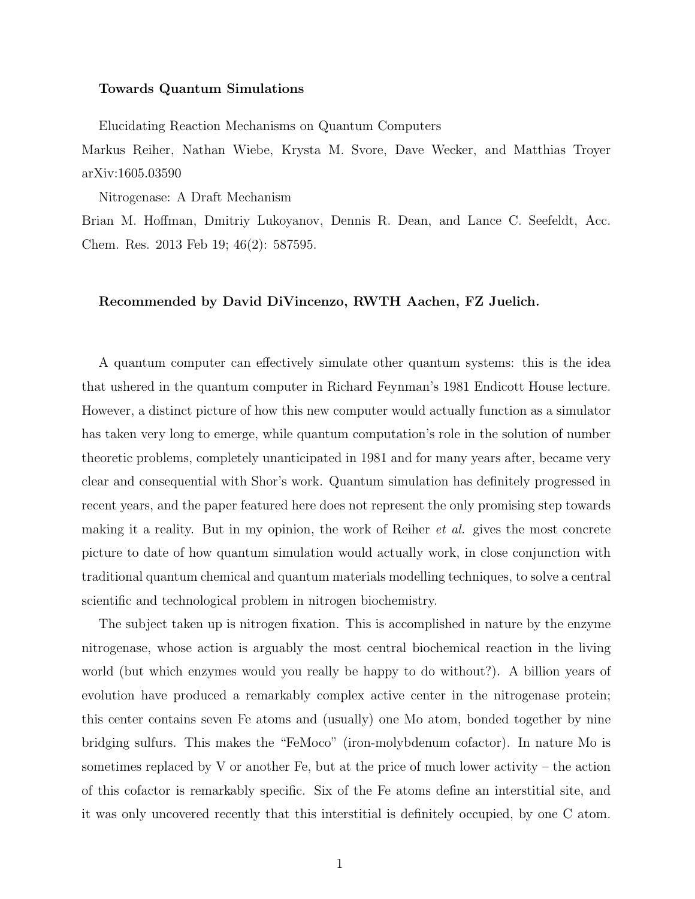**Towards Quantum Simulations**

Elucidating Reaction Mechanisms on Quantum Computers
Markus Reiher, Nathan Wiebe, Krysta M. Svore, Dave Wecker, and Matthias Troyer
arXiv:1605.03590

Nitrogenase: A Draft Mechanism
Brian M. Hoffman, Dmitriy Lukoyanov, Dennis R. Dean, and Lance C. Seefeldt, Acc. Chem. Res. 2013 Feb 19; 46(2): 587595.

**Recommended by David DiVincenzo, RWTH Aachen, FZ Juelich.**

A quantum computer can effectively simulate other quantum systems: this is the idea that ushered in the quantum computer in Richard Feynman's 1981 Endicott House lecture. However, a distinct picture of how this new computer would actually function as a simulator has taken very long to emerge, while quantum computation's role in the solution of number theoretic problems, completely unanticipated in 1981 and for many years after, became very clear and consequential with Shor's work. Quantum simulation has definitely progressed in recent years, and the paper featured here does not represent the only promising step towards making it a reality. But in my opinion, the work of Reiher *et al.* gives the most concrete picture to date of how quantum simulation would actually work, in close conjunction with traditional quantum chemical and quantum materials modelling techniques, to solve a central scientific and technological problem in nitrogen biochemistry.

The subject taken up is nitrogen fixation. This is accomplished in nature by the enzyme nitrogenase, whose action is arguably the most central biochemical reaction in the living world (but which enzymes would you really be happy to do without?). A billion years of evolution have produced a remarkably complex active center in the nitrogenase protein; this center contains seven Fe atoms and (usually) one Mo atom, bonded together by nine bridging sulfurs. This makes the "FeMoco" (iron-molybdenum cofactor). In nature Mo is sometimes replaced by V or another Fe, but at the price of much lower activity – the action of this cofactor is remarkably specific. Six of the Fe atoms define an interstitial site, and it was only uncovered recently that this interstitial is definitely occupied, by one C atom.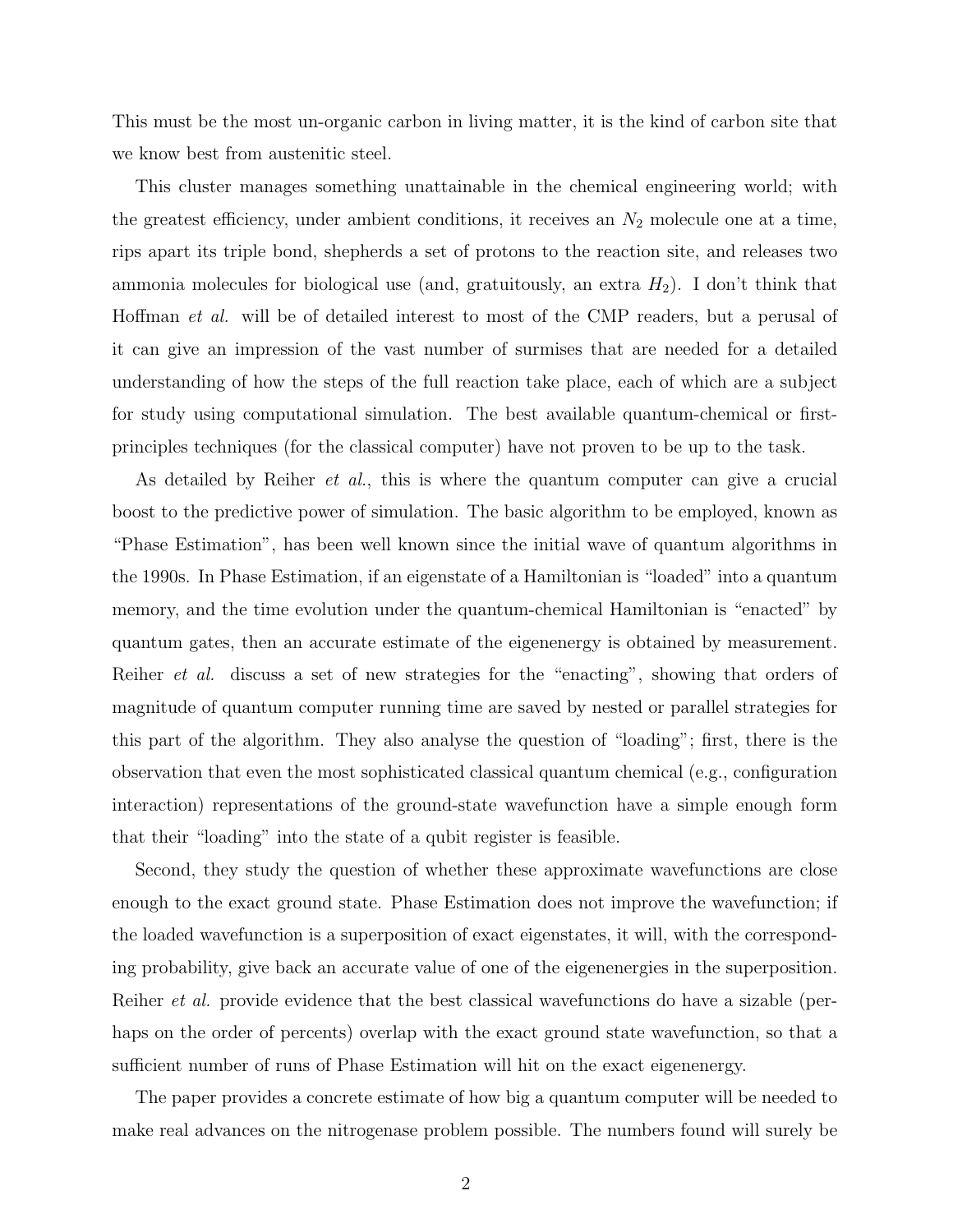This must be the most un-organic carbon in living matter, it is the kind of carbon site that we know best from austenitic steel.

This cluster manages something unattainable in the chemical engineering world; with the greatest efficiency, under ambient conditions, it receives an $N_2$ molecule one at a time, rips apart its triple bond, shepherds a set of protons to the reaction site, and releases two ammonia molecules for biological use (and, gratuitously, an extra $H_2$). I don't think that Hoffman *et al.* will be of detailed interest to most of the CMP readers, but a perusal of it can give an impression of the vast number of surmises that are needed for a detailed understanding of how the steps of the full reaction take place, each of which are a subject for study using computational simulation. The best available quantum-chemical or first-principles techniques (for the classical computer) have not proven to be up to the task.

As detailed by Reiher *et al.*, this is where the quantum computer can give a crucial boost to the predictive power of simulation. The basic algorithm to be employed, known as "Phase Estimation", has been well known since the initial wave of quantum algorithms in the 1990s. In Phase Estimation, if an eigenstate of a Hamiltonian is "loaded" into a quantum memory, and the time evolution under the quantum-chemical Hamiltonian is "enacted" by quantum gates, then an accurate estimate of the eigenenergy is obtained by measurement. Reiher *et al.* discuss a set of new strategies for the "enacting", showing that orders of magnitude of quantum computer running time are saved by nested or parallel strategies for this part of the algorithm. They also analyse the question of "loading"; first, there is the observation that even the most sophisticated classical quantum chemical (e.g., configuration interaction) representations of the ground-state wavefunction have a simple enough form that their "loading" into the state of a qubit register is feasible.

Second, they study the question of whether these approximate wavefunctions are close enough to the exact ground state. Phase Estimation does not improve the wavefunction; if the loaded wavefunction is a superposition of exact eigenstates, it will, with the corresponding probability, give back an accurate value of one of the eigenenergies in the superposition. Reiher *et al.* provide evidence that the best classical wavefunctions do have a sizable (perhaps on the order of percents) overlap with the exact ground state wavefunction, so that a sufficient number of runs of Phase Estimation will hit on the exact eigenenergy.

The paper provides a concrete estimate of how big a quantum computer will be needed to make real advances on the nitrogenase problem possible. The numbers found will surely be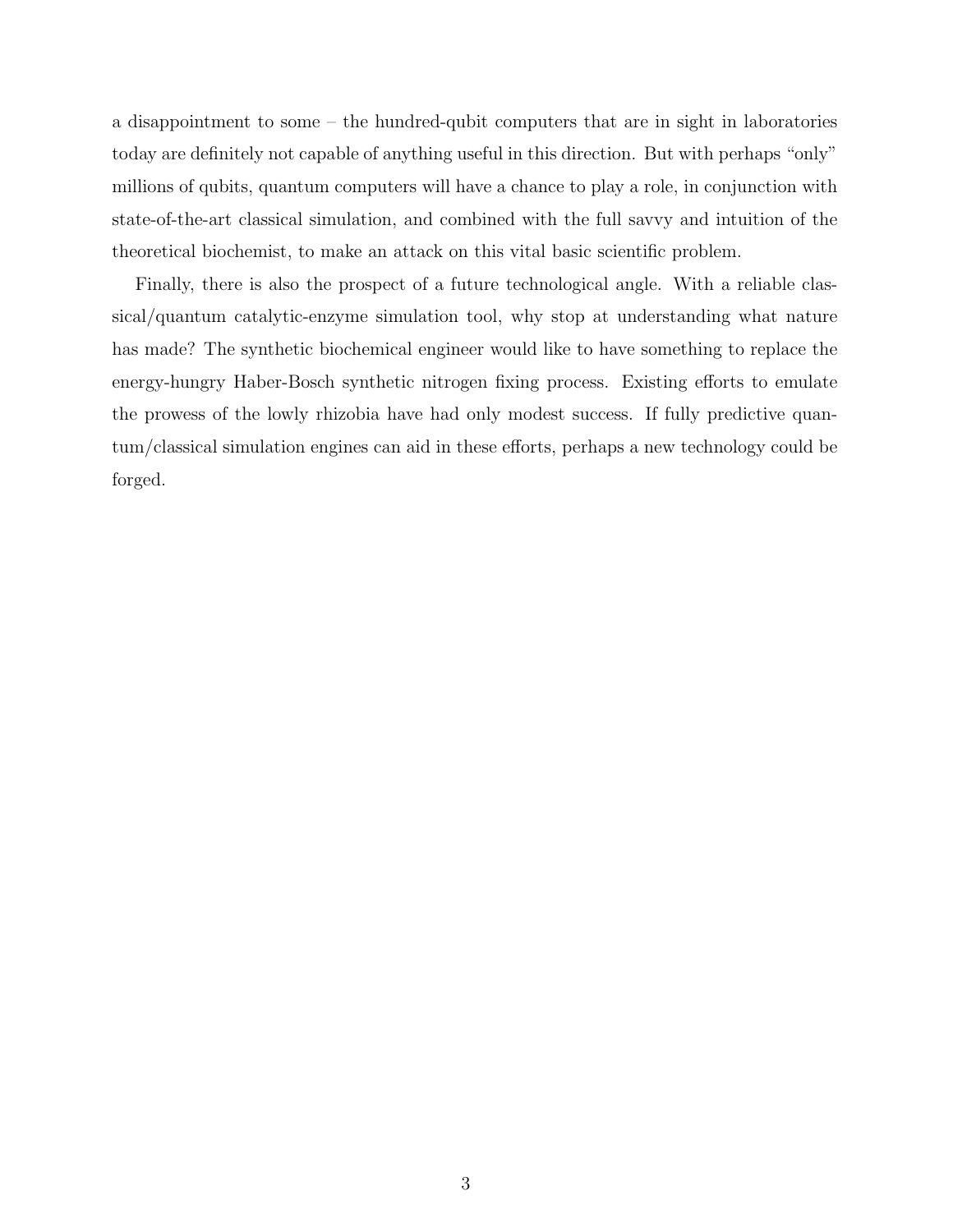a disappointment to some – the hundred-qubit computers that are in sight in laboratories today are definitely not capable of anything useful in this direction. But with perhaps "only" millions of qubits, quantum computers will have a chance to play a role, in conjunction with state-of-the-art classical simulation, and combined with the full savvy and intuition of the theoretical biochemist, to make an attack on this vital basic scientific problem.

Finally, there is also the prospect of a future technological angle. With a reliable classical/quantum catalytic-enzyme simulation tool, why stop at understanding what nature has made? The synthetic biochemical engineer would like to have something to replace the energy-hungry Haber-Bosch synthetic nitrogen fixing process. Existing efforts to emulate the prowess of the lowly rhizobia have had only modest success. If fully predictive quantum/classical simulation engines can aid in these efforts, perhaps a new technology could be forged.